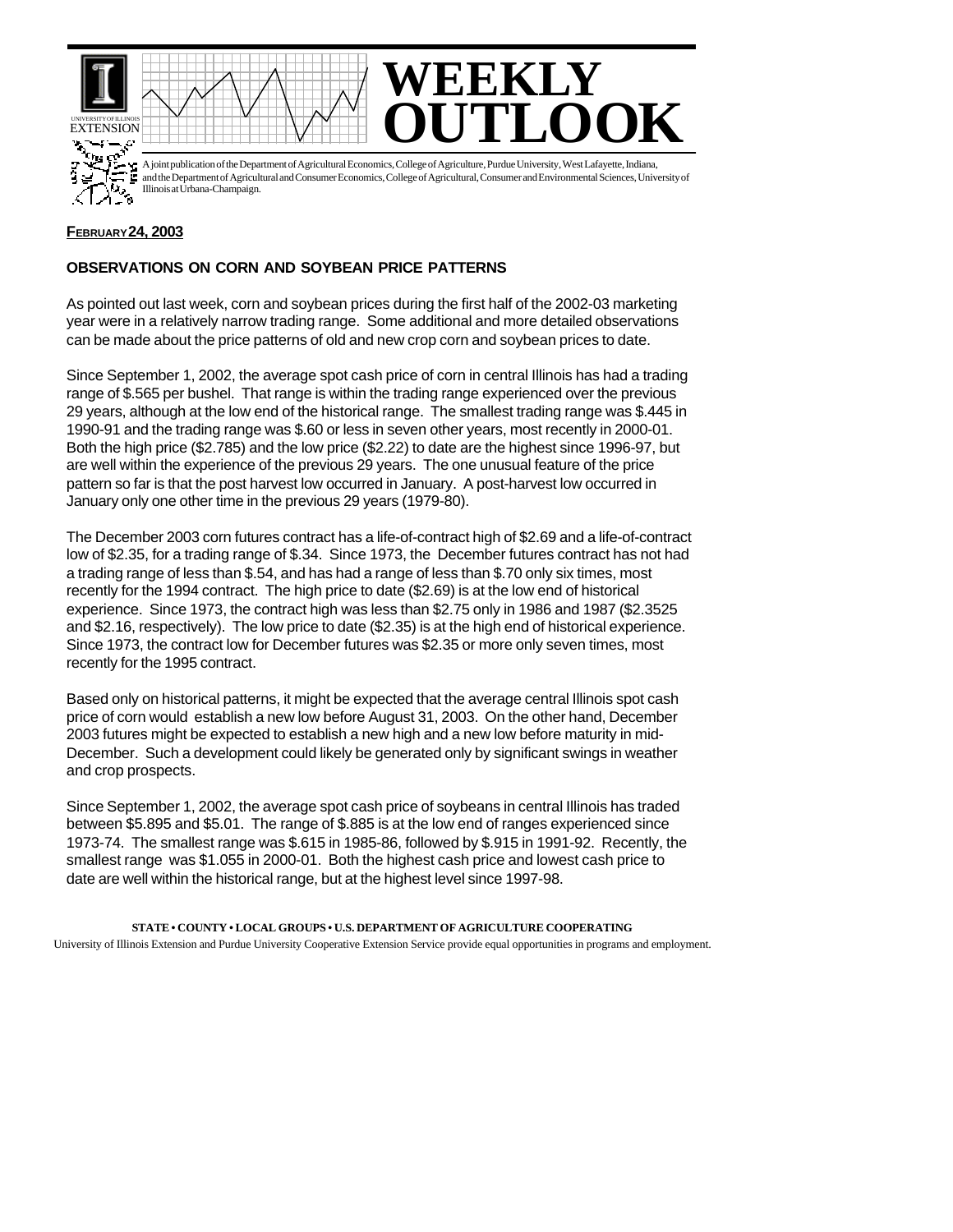# WEEKLY OUTLOOK

A joint publication of the Department of Agricultural Economics, College of Agriculture, Purdue University, West Lafayette, Indiana, and the Department of Agricultural and Consumer Economics, College of Agricultural, Consumer and Environmental Sciences, University of Illinois at Urbana-Champaign.

**FEBRUARY 24, 2003**

## OBSERVATIONS ON CORN AND SOYBEAN PRICE PATTERNS

As pointed out last week, corn and soybean prices during the first half of the 2002-03 marketing year were in a relatively narrow trading range. Some additional and more detailed observations can be made about the price patterns of old and new crop corn and soybean prices to date.

Since September 1, 2002, the average spot cash price of corn in central Illinois has had a trading range of $.565 per bushel. That range is within the trading range experienced over the previous 29 years, although at the low end of the historical range. The smallest trading range was $.445 in 1990-91 and the trading range was $.60 or less in seven other years, most recently in 2000-01. Both the high price ($2.785) and the low price ($2.22) to date are the highest since 1996-97, but are well within the experience of the previous 29 years. The one unusual feature of the price pattern so far is that the post harvest low occurred in January. A post-harvest low occurred in January only one other time in the previous 29 years (1979-80).

The December 2003 corn futures contract has a life-of-contract high of $2.69 and a life-of-contract low of $2.35, for a trading range of $.34. Since 1973, the December futures contract has not had a trading range of less than $.54, and has had a range of less than $.70 only six times, most recently for the 1994 contract. The high price to date ($2.69) is at the low end of historical experience. Since 1973, the contract high was less than $2.75 only in 1986 and 1987 ($2.3525 and $2.16, respectively). The low price to date ($2.35) is at the high end of historical experience. Since 1973, the contract low for December futures was $2.35 or more only seven times, most recently for the 1995 contract.

Based only on historical patterns, it might be expected that the average central Illinois spot cash price of corn would establish a new low before August 31, 2003. On the other hand, December 2003 futures might be expected to establish a new high and a new low before maturity in mid-December. Such a development could likely be generated only by significant swings in weather and crop prospects.

Since September 1, 2002, the average spot cash price of soybeans in central Illinois has traded between $5.895 and $5.01. The range of $.885 is at the low end of ranges experienced since 1973-74. The smallest range was $.615 in 1985-86, followed by $.915 in 1991-92. Recently, the smallest range was $1.055 in 2000-01. Both the highest cash price and lowest cash price to date are well within the historical range, but at the highest level since 1997-98.

**STATE • COUNTY • LOCAL GROUPS • U.S. DEPARTMENT OF AGRICULTURE COOPERATING**

University of Illinois Extension and Purdue University Cooperative Extension Service provide equal opportunities in programs and employment.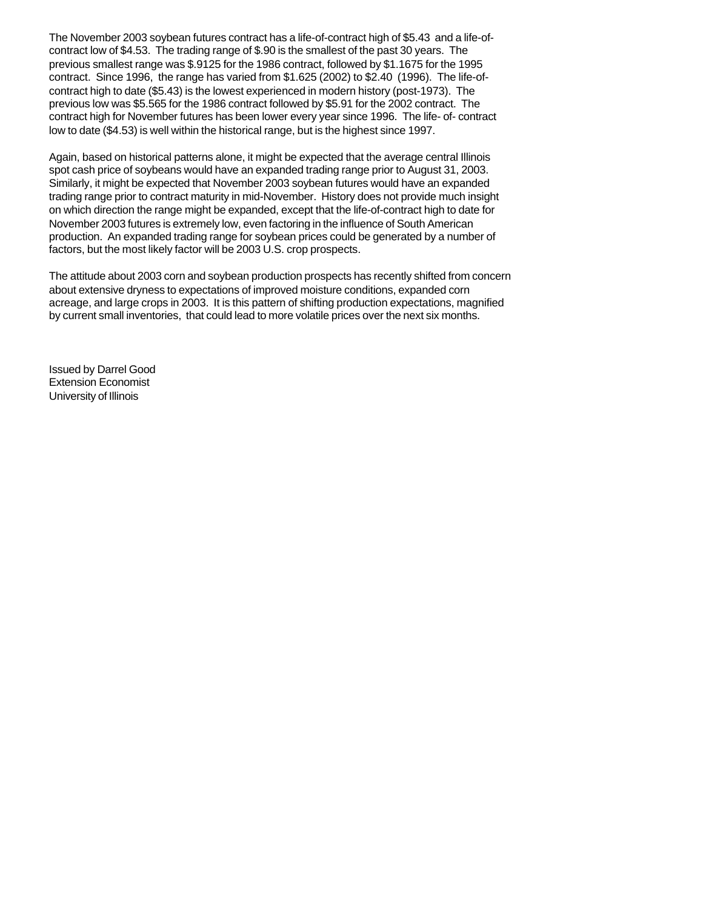The November 2003 soybean futures contract has a life-of-contract high of $5.43 and a life-of-contract low of $4.53. The trading range of $.90 is the smallest of the past 30 years. The previous smallest range was $.9125 for the 1986 contract, followed by $1.1675 for the 1995 contract. Since 1996, the range has varied from $1.625 (2002) to $2.40 (1996). The life-of-contract high to date ($5.43) is the lowest experienced in modern history (post-1973). The previous low was $5.565 for the 1986 contract followed by $5.91 for the 2002 contract. The contract high for November futures has been lower every year since 1996. The life- of- contract low to date ($4.53) is well within the historical range, but is the highest since 1997.

Again, based on historical patterns alone, it might be expected that the average central Illinois spot cash price of soybeans would have an expanded trading range prior to August 31, 2003. Similarly, it might be expected that November 2003 soybean futures would have an expanded trading range prior to contract maturity in mid-November. History does not provide much insight on which direction the range might be expanded, except that the life-of-contract high to date for November 2003 futures is extremely low, even factoring in the influence of South American production. An expanded trading range for soybean prices could be generated by a number of factors, but the most likely factor will be 2003 U.S. crop prospects.

The attitude about 2003 corn and soybean production prospects has recently shifted from concern about extensive dryness to expectations of improved moisture conditions, expanded corn acreage, and large crops in 2003. It is this pattern of shifting production expectations, magnified by current small inventories, that could lead to more volatile prices over the next six months.

Issued by Darrel Good
Extension Economist
University of Illinois